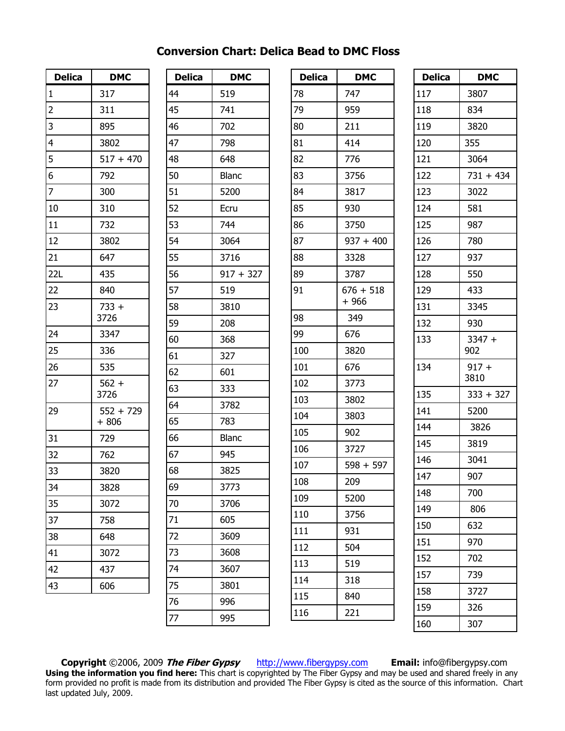# Conversion Chart: Delica Bead to DMC Floss

| Delica | DMC |
|---|---|
| 1 | 317 |
| 2 | 311 |
| 3 | 895 |
| 4 | 3802 |
| 5 | 517 + 470 |
| 6 | 792 |
| 7 | 300 |
| 10 | 310 |
| 11 | 732 |
| 12 | 3802 |
| 21 | 647 |
| 22L | 435 |
| 22 | 840 |
| 23 | 733 + 3726 |
| 24 | 3347 |
| 25 | 336 |
| 26 | 535 |
| 27 | 562 + 3726 |
| 29 | 552 + 729 + 806 |
| 31 | 729 |
| 32 | 762 |
| 33 | 3820 |
| 34 | 3828 |
| 35 | 3072 |
| 37 | 758 |
| 38 | 648 |
| 41 | 3072 |
| 42 | 437 |
| 43 | 606 |

| Delica | DMC |
|---|---|
| 44 | 519 |
| 45 | 741 |
| 46 | 702 |
| 47 | 798 |
| 48 | 648 |
| 50 | Blanc |
| 51 | 5200 |
| 52 | Ecru |
| 53 | 744 |
| 54 | 3064 |
| 55 | 3716 |
| 56 | 917 + 327 |
| 57 | 519 |
| 58 | 3810 |
| 59 | 208 |
| 60 | 368 |
| 61 | 327 |
| 62 | 601 |
| 63 | 333 |
| 64 | 3782 |
| 65 | 783 |
| 66 | Blanc |
| 67 | 945 |
| 68 | 3825 |
| 69 | 3773 |
| 70 | 3706 |
| 71 | 605 |
| 72 | 3609 |
| 73 | 3608 |
| 74 | 3607 |
| 75 | 3801 |
| 76 | 996 |
| 77 | 995 |

| Delica | DMC |
|---|---|
| 78 | 747 |
| 79 | 959 |
| 80 | 211 |
| 81 | 414 |
| 82 | 776 |
| 83 | 3756 |
| 84 | 3817 |
| 85 | 930 |
| 86 | 3750 |
| 87 | 937 + 400 |
| 88 | 3328 |
| 89 | 3787 |
| 91 | 676 + 518 + 966 |
| 98 | 349 |
| 99 | 676 |
| 100 | 3820 |
| 101 | 676 |
| 102 | 3773 |
| 103 | 3802 |
| 104 | 3803 |
| 105 | 902 |
| 106 | 3727 |
| 107 | 598 + 597 |
| 108 | 209 |
| 109 | 5200 |
| 110 | 3756 |
| 111 | 931 |
| 112 | 504 |
| 113 | 519 |
| 114 | 318 |
| 115 | 840 |
| 116 | 221 |

| Delica | DMC |
|---|---|
| 117 | 3807 |
| 118 | 834 |
| 119 | 3820 |
| 120 | 355 |
| 121 | 3064 |
| 122 | 731 + 434 |
| 123 | 3022 |
| 124 | 581 |
| 125 | 987 |
| 126 | 780 |
| 127 | 937 |
| 128 | 550 |
| 129 | 433 |
| 131 | 3345 |
| 132 | 930 |
| 133 | 3347 + 902 |
| 134 | 917 + 3810 |
| 135 | 333 + 327 |
| 141 | 5200 |
| 144 | 3826 |
| 145 | 3819 |
| 146 | 3041 |
| 147 | 907 |
| 148 | 700 |
| 149 | 806 |
| 150 | 632 |
| 151 | 970 |
| 152 | 702 |
| 157 | 739 |
| 158 | 3727 |
| 159 | 326 |
| 160 | 307 |

**Copyright** ©2006, 2009 ***The Fiber Gypsy*** http://www.fibergypsy.com **Email:** info@fibergypsy.com

**Using the information you find here:** This chart is copyrighted by The Fiber Gypsy and may be used and shared freely in any form provided no profit is made from its distribution and provided The Fiber Gypsy is cited as the source of this information. Chart last updated July, 2009.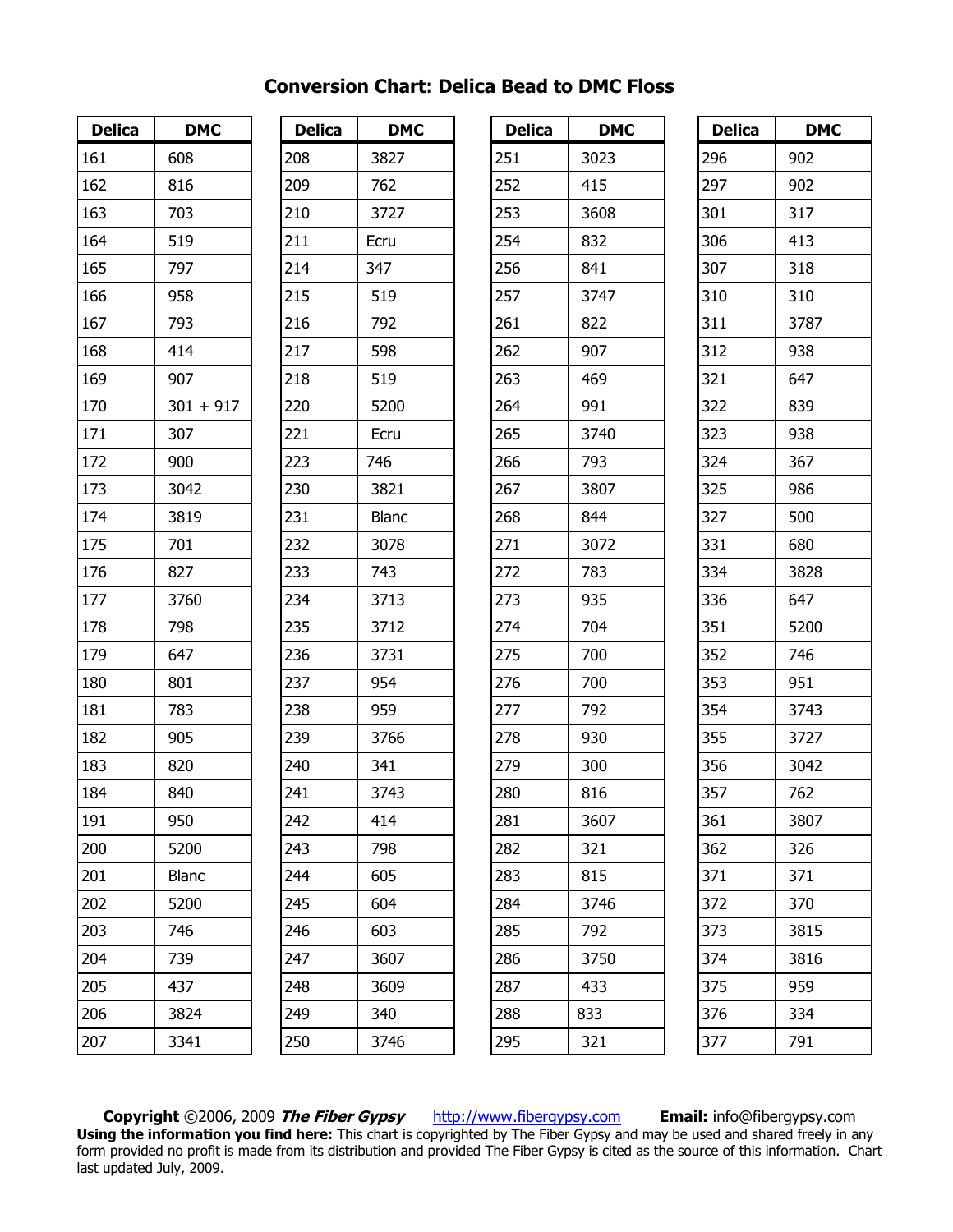# Conversion Chart: Delica Bead to DMC Floss

| Delica | DMC |
|---|---|
| 161 | 608 |
| 162 | 816 |
| 163 | 703 |
| 164 | 519 |
| 165 | 797 |
| 166 | 958 |
| 167 | 793 |
| 168 | 414 |
| 169 | 907 |
| 170 | 301 + 917 |
| 171 | 307 |
| 172 | 900 |
| 173 | 3042 |
| 174 | 3819 |
| 175 | 701 |
| 176 | 827 |
| 177 | 3760 |
| 178 | 798 |
| 179 | 647 |
| 180 | 801 |
| 181 | 783 |
| 182 | 905 |
| 183 | 820 |
| 184 | 840 |
| 191 | 950 |
| 200 | 5200 |
| 201 | Blanc |
| 202 | 5200 |
| 203 | 746 |
| 204 | 739 |
| 205 | 437 |
| 206 | 3824 |
| 207 | 3341 |

| Delica | DMC |
|---|---|
| 208 | 3827 |
| 209 | 762 |
| 210 | 3727 |
| 211 | Ecru |
| 214 | 347 |
| 215 | 519 |
| 216 | 792 |
| 217 | 598 |
| 218 | 519 |
| 220 | 5200 |
| 221 | Ecru |
| 223 | 746 |
| 230 | 3821 |
| 231 | Blanc |
| 232 | 3078 |
| 233 | 743 |
| 234 | 3713 |
| 235 | 3712 |
| 236 | 3731 |
| 237 | 954 |
| 238 | 959 |
| 239 | 3766 |
| 240 | 341 |
| 241 | 3743 |
| 242 | 414 |
| 243 | 798 |
| 244 | 605 |
| 245 | 604 |
| 246 | 603 |
| 247 | 3607 |
| 248 | 3609 |
| 249 | 340 |
| 250 | 3746 |

| Delica | DMC |
|---|---|
| 251 | 3023 |
| 252 | 415 |
| 253 | 3608 |
| 254 | 832 |
| 256 | 841 |
| 257 | 3747 |
| 261 | 822 |
| 262 | 907 |
| 263 | 469 |
| 264 | 991 |
| 265 | 3740 |
| 266 | 793 |
| 267 | 3807 |
| 268 | 844 |
| 271 | 3072 |
| 272 | 783 |
| 273 | 935 |
| 274 | 704 |
| 275 | 700 |
| 276 | 700 |
| 277 | 792 |
| 278 | 930 |
| 279 | 300 |
| 280 | 816 |
| 281 | 3607 |
| 282 | 321 |
| 283 | 815 |
| 284 | 3746 |
| 285 | 792 |
| 286 | 3750 |
| 287 | 433 |
| 288 | 833 |
| 295 | 321 |

| Delica | DMC |
|---|---|
| 296 | 902 |
| 297 | 902 |
| 301 | 317 |
| 306 | 413 |
| 307 | 318 |
| 310 | 310 |
| 311 | 3787 |
| 312 | 938 |
| 321 | 647 |
| 322 | 839 |
| 323 | 938 |
| 324 | 367 |
| 325 | 986 |
| 327 | 500 |
| 331 | 680 |
| 334 | 3828 |
| 336 | 647 |
| 351 | 5200 |
| 352 | 746 |
| 353 | 951 |
| 354 | 3743 |
| 355 | 3727 |
| 356 | 3042 |
| 357 | 762 |
| 361 | 3807 |
| 362 | 326 |
| 371 | 371 |
| 372 | 370 |
| 373 | 3815 |
| 374 | 3816 |
| 375 | 959 |
| 376 | 334 |
| 377 | 791 |

**Copyright** ©2006, 2009 ***The Fiber Gypsy*** http://www.fibergypsy.com **Email:** info@fibergypsy.com

**Using the information you find here:** This chart is copyrighted by The Fiber Gypsy and may be used and shared freely in any form provided no profit is made from its distribution and provided The Fiber Gypsy is cited as the source of this information. Chart last updated July, 2009.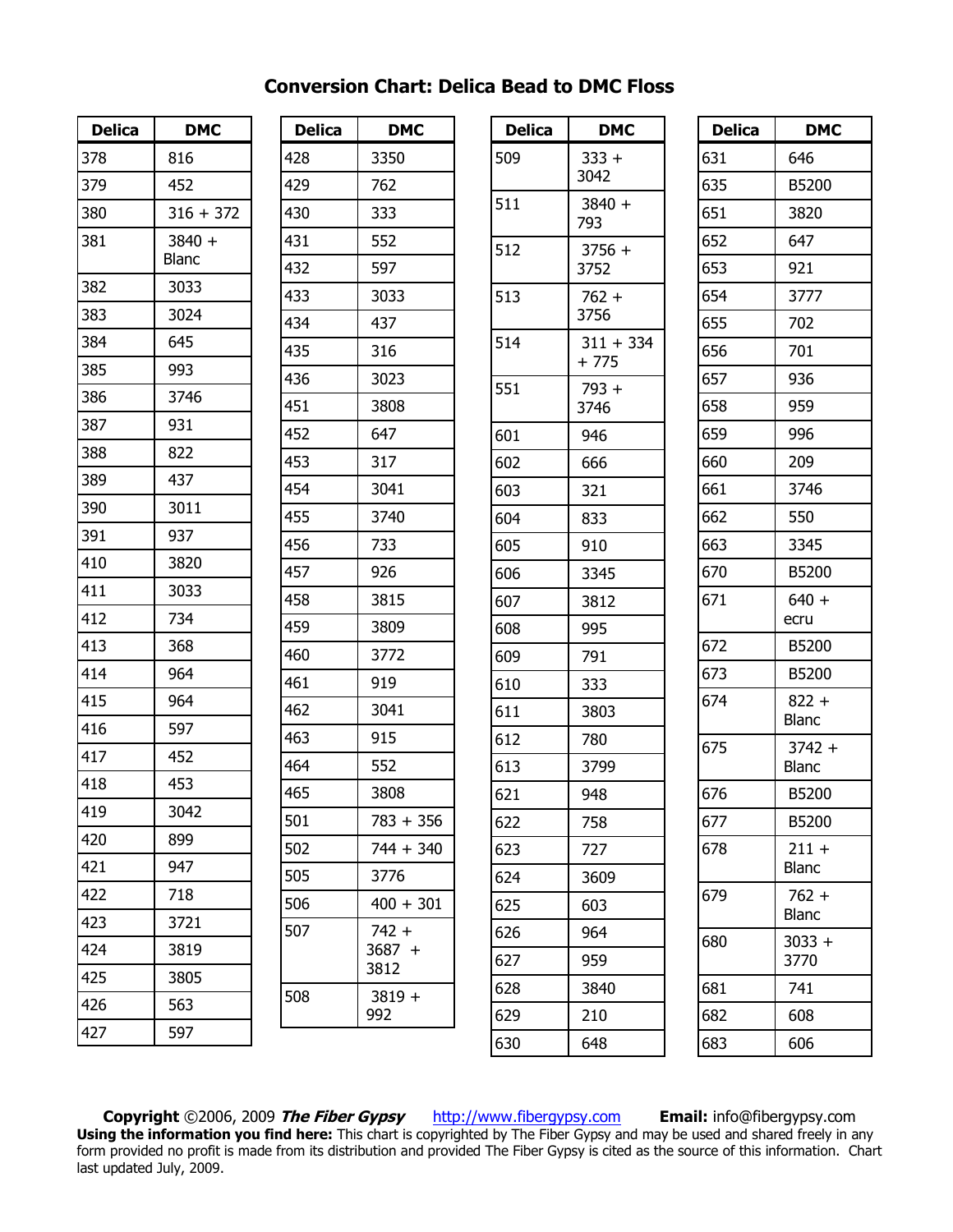# Conversion Chart: Delica Bead to DMC Floss

| Delica | DMC |
|---|---|
| 378 | 816 |
| 379 | 452 |
| 380 | 316 + 372 |
| 381 | 3840 + Blanc |
| 382 | 3033 |
| 383 | 3024 |
| 384 | 645 |
| 385 | 993 |
| 386 | 3746 |
| 387 | 931 |
| 388 | 822 |
| 389 | 437 |
| 390 | 3011 |
| 391 | 937 |
| 410 | 3820 |
| 411 | 3033 |
| 412 | 734 |
| 413 | 368 |
| 414 | 964 |
| 415 | 964 |
| 416 | 597 |
| 417 | 452 |
| 418 | 453 |
| 419 | 3042 |
| 420 | 899 |
| 421 | 947 |
| 422 | 718 |
| 423 | 3721 |
| 424 | 3819 |
| 425 | 3805 |
| 426 | 563 |
| 427 | 597 |

| Delica | DMC |
|---|---|
| 428 | 3350 |
| 429 | 762 |
| 430 | 333 |
| 431 | 552 |
| 432 | 597 |
| 433 | 3033 |
| 434 | 437 |
| 435 | 316 |
| 436 | 3023 |
| 451 | 3808 |
| 452 | 647 |
| 453 | 317 |
| 454 | 3041 |
| 455 | 3740 |
| 456 | 733 |
| 457 | 926 |
| 458 | 3815 |
| 459 | 3809 |
| 460 | 3772 |
| 461 | 919 |
| 462 | 3041 |
| 463 | 915 |
| 464 | 552 |
| 465 | 3808 |
| 501 | 783 + 356 |
| 502 | 744 + 340 |
| 505 | 3776 |
| 506 | 400 + 301 |
| 507 | 742 + 3687 + 3812 |
| 508 | 3819 + 992 |

| Delica | DMC |
|---|---|
| 509 | 333 + 3042 |
| 511 | 3840 + 793 |
| 512 | 3756 + 3752 |
| 513 | 762 + 3756 |
| 514 | 311 + 334 + 775 |
| 551 | 793 + 3746 |
| 601 | 946 |
| 602 | 666 |
| 603 | 321 |
| 604 | 833 |
| 605 | 910 |
| 606 | 3345 |
| 607 | 3812 |
| 608 | 995 |
| 609 | 791 |
| 610 | 333 |
| 611 | 3803 |
| 612 | 780 |
| 613 | 3799 |
| 621 | 948 |
| 622 | 758 |
| 623 | 727 |
| 624 | 3609 |
| 625 | 603 |
| 626 | 964 |
| 627 | 959 |
| 628 | 3840 |
| 629 | 210 |
| 630 | 648 |

| Delica | DMC |
|---|---|
| 631 | 646 |
| 635 | B5200 |
| 651 | 3820 |
| 652 | 647 |
| 653 | 921 |
| 654 | 3777 |
| 655 | 702 |
| 656 | 701 |
| 657 | 936 |
| 658 | 959 |
| 659 | 996 |
| 660 | 209 |
| 661 | 3746 |
| 662 | 550 |
| 663 | 3345 |
| 670 | B5200 |
| 671 | 640 + ecru |
| 672 | B5200 |
| 673 | B5200 |
| 674 | 822 + Blanc |
| 675 | 3742 + Blanc |
| 676 | B5200 |
| 677 | B5200 |
| 678 | 211 + Blanc |
| 679 | 762 + Blanc |
| 680 | 3033 + 3770 |
| 681 | 741 |
| 682 | 608 |
| 683 | 606 |

**Copyright** ©2006, 2009 ***The Fiber Gypsy*** http://www.fibergypsy.com **Email:** info@fibergypsy.com

**Using the information you find here:** This chart is copyrighted by The Fiber Gypsy and may be used and shared freely in any form provided no profit is made from its distribution and provided The Fiber Gypsy is cited as the source of this information. Chart last updated July, 2009.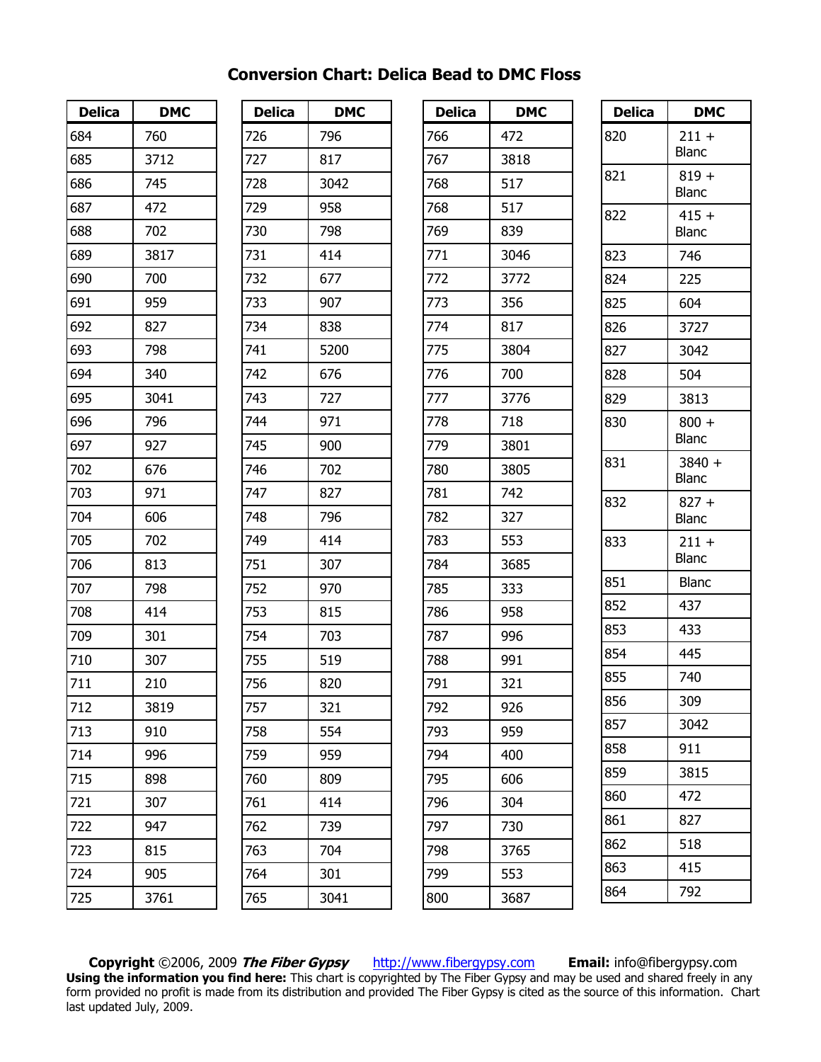# Conversion Chart: Delica Bead to DMC Floss

| Delica | DMC |
|---|---|
| 684 | 760 |
| 685 | 3712 |
| 686 | 745 |
| 687 | 472 |
| 688 | 702 |
| 689 | 3817 |
| 690 | 700 |
| 691 | 959 |
| 692 | 827 |
| 693 | 798 |
| 694 | 340 |
| 695 | 3041 |
| 696 | 796 |
| 697 | 927 |
| 702 | 676 |
| 703 | 971 |
| 704 | 606 |
| 705 | 702 |
| 706 | 813 |
| 707 | 798 |
| 708 | 414 |
| 709 | 301 |
| 710 | 307 |
| 711 | 210 |
| 712 | 3819 |
| 713 | 910 |
| 714 | 996 |
| 715 | 898 |
| 721 | 307 |
| 722 | 947 |
| 723 | 815 |
| 724 | 905 |
| 725 | 3761 |

| Delica | DMC |
|---|---|
| 726 | 796 |
| 727 | 817 |
| 728 | 3042 |
| 729 | 958 |
| 730 | 798 |
| 731 | 414 |
| 732 | 677 |
| 733 | 907 |
| 734 | 838 |
| 741 | 5200 |
| 742 | 676 |
| 743 | 727 |
| 744 | 971 |
| 745 | 900 |
| 746 | 702 |
| 747 | 827 |
| 748 | 796 |
| 749 | 414 |
| 751 | 307 |
| 752 | 970 |
| 753 | 815 |
| 754 | 703 |
| 755 | 519 |
| 756 | 820 |
| 757 | 321 |
| 758 | 554 |
| 759 | 959 |
| 760 | 809 |
| 761 | 414 |
| 762 | 739 |
| 763 | 704 |
| 764 | 301 |
| 765 | 3041 |

| Delica | DMC |
|---|---|
| 766 | 472 |
| 767 | 3818 |
| 768 | 517 |
| 768 | 517 |
| 769 | 839 |
| 771 | 3046 |
| 772 | 3772 |
| 773 | 356 |
| 774 | 817 |
| 775 | 3804 |
| 776 | 700 |
| 777 | 3776 |
| 778 | 718 |
| 779 | 3801 |
| 780 | 3805 |
| 781 | 742 |
| 782 | 327 |
| 783 | 553 |
| 784 | 3685 |
| 785 | 333 |
| 786 | 958 |
| 787 | 996 |
| 788 | 991 |
| 791 | 321 |
| 792 | 926 |
| 793 | 959 |
| 794 | 400 |
| 795 | 606 |
| 796 | 304 |
| 797 | 730 |
| 798 | 3765 |
| 799 | 553 |
| 800 | 3687 |

| Delica | DMC |
|---|---|
| 820 | 211 + Blanc |
| 821 | 819 + Blanc |
| 822 | 415 + Blanc |
| 823 | 746 |
| 824 | 225 |
| 825 | 604 |
| 826 | 3727 |
| 827 | 3042 |
| 828 | 504 |
| 829 | 3813 |
| 830 | 800 + Blanc |
| 831 | 3840 + Blanc |
| 832 | 827 + Blanc |
| 833 | 211 + Blanc |
| 851 | Blanc |
| 852 | 437 |
| 853 | 433 |
| 854 | 445 |
| 855 | 740 |
| 856 | 309 |
| 857 | 3042 |
| 858 | 911 |
| 859 | 3815 |
| 860 | 472 |
| 861 | 827 |
| 862 | 518 |
| 863 | 415 |
| 864 | 792 |

**Copyright** ©2006, 2009 ***The Fiber Gypsy*** http://www.fibergypsy.com **Email:** info@fibergypsy.com
**Using the information you find here:** This chart is copyrighted by The Fiber Gypsy and may be used and shared freely in any form provided no profit is made from its distribution and provided The Fiber Gypsy is cited as the source of this information. Chart last updated July, 2009.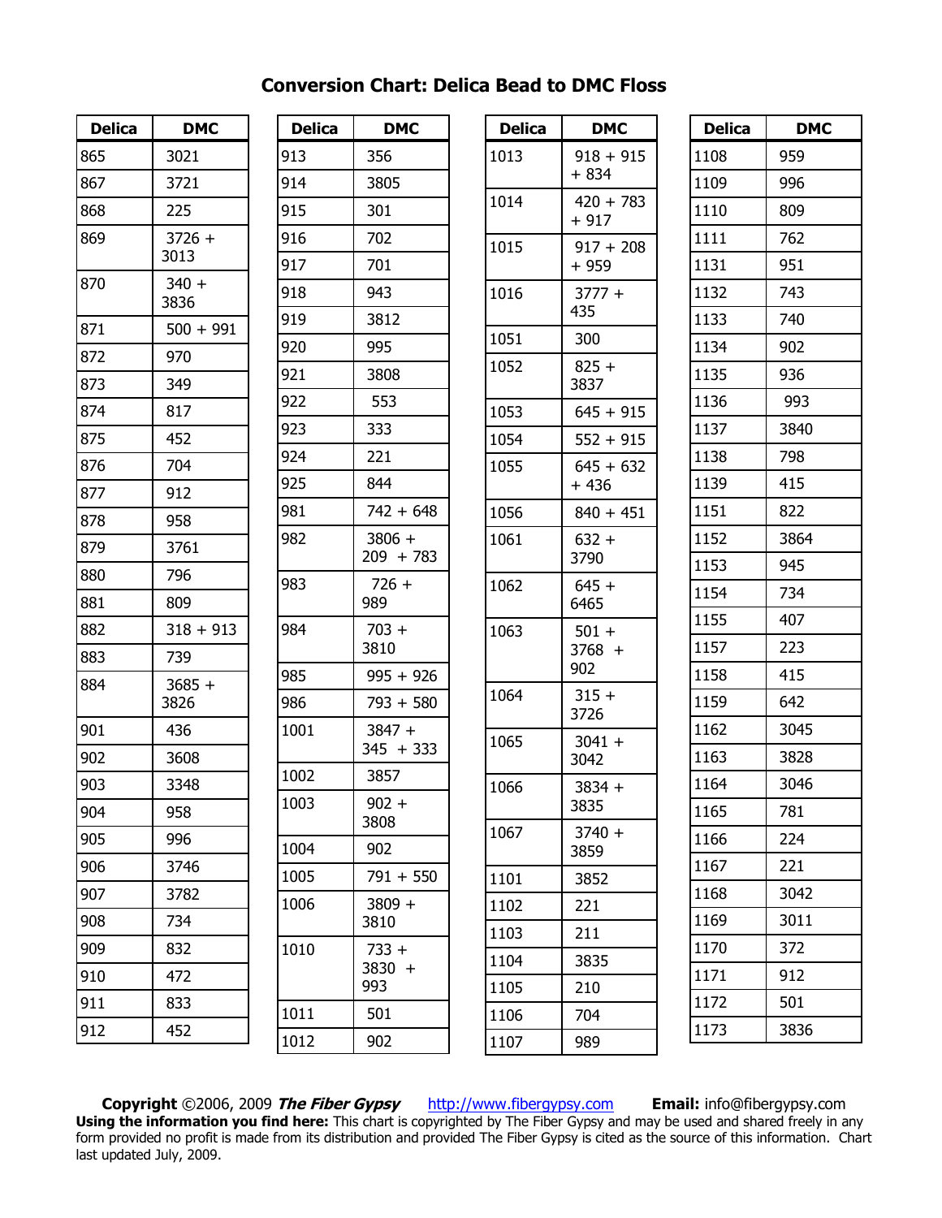# Conversion Chart: Delica Bead to DMC Floss

| Delica | DMC |
|---|---|
| 865 | 3021 |
| 867 | 3721 |
| 868 | 225 |
| 869 | 3726 + 3013 |
| 870 | 340 + 3836 |
| 871 | 500 + 991 |
| 872 | 970 |
| 873 | 349 |
| 874 | 817 |
| 875 | 452 |
| 876 | 704 |
| 877 | 912 |
| 878 | 958 |
| 879 | 3761 |
| 880 | 796 |
| 881 | 809 |
| 882 | 318 + 913 |
| 883 | 739 |
| 884 | 3685 + 3826 |
| 901 | 436 |
| 902 | 3608 |
| 903 | 3348 |
| 904 | 958 |
| 905 | 996 |
| 906 | 3746 |
| 907 | 3782 |
| 908 | 734 |
| 909 | 832 |
| 910 | 472 |
| 911 | 833 |
| 912 | 452 |

| Delica | DMC |
|---|---|
| 913 | 356 |
| 914 | 3805 |
| 915 | 301 |
| 916 | 702 |
| 917 | 701 |
| 918 | 943 |
| 919 | 3812 |
| 920 | 995 |
| 921 | 3808 |
| 922 | 553 |
| 923 | 333 |
| 924 | 221 |
| 925 | 844 |
| 981 | 742 + 648 |
| 982 | 3806 + 209 + 783 |
| 983 | 726 + 989 |
| 984 | 703 + 3810 |
| 985 | 995 + 926 |
| 986 | 793 + 580 |
| 1001 | 3847 + 345 + 333 |
| 1002 | 3857 |
| 1003 | 902 + 3808 |
| 1004 | 902 |
| 1005 | 791 + 550 |
| 1006 | 3809 + 3810 |
| 1010 | 733 + 3830 + 993 |
| 1011 | 501 |
| 1012 | 902 |

| Delica | DMC |
|---|---|
| 1013 | 918 + 915 + 834 |
| 1014 | 420 + 783 + 917 |
| 1015 | 917 + 208 + 959 |
| 1016 | 3777 + 435 |
| 1051 | 300 |
| 1052 | 825 + 3837 |
| 1053 | 645 + 915 |
| 1054 | 552 + 915 |
| 1055 | 645 + 632 + 436 |
| 1056 | 840 + 451 |
| 1061 | 632 + 3790 |
| 1062 | 645 + 6465 |
| 1063 | 501 + 3768 + 902 |
| 1064 | 315 + 3726 |
| 1065 | 3041 + 3042 |
| 1066 | 3834 + 3835 |
| 1067 | 3740 + 3859 |
| 1101 | 3852 |
| 1102 | 221 |
| 1103 | 211 |
| 1104 | 3835 |
| 1105 | 210 |
| 1106 | 704 |
| 1107 | 989 |

| Delica | DMC |
|---|---|
| 1108 | 959 |
| 1109 | 996 |
| 1110 | 809 |
| 1111 | 762 |
| 1131 | 951 |
| 1132 | 743 |
| 1133 | 740 |
| 1134 | 902 |
| 1135 | 936 |
| 1136 | 993 |
| 1137 | 3840 |
| 1138 | 798 |
| 1139 | 415 |
| 1151 | 822 |
| 1152 | 3864 |
| 1153 | 945 |
| 1154 | 734 |
| 1155 | 407 |
| 1157 | 223 |
| 1158 | 415 |
| 1159 | 642 |
| 1162 | 3045 |
| 1163 | 3828 |
| 1164 | 3046 |
| 1165 | 781 |
| 1166 | 224 |
| 1167 | 221 |
| 1168 | 3042 |
| 1169 | 3011 |
| 1170 | 372 |
| 1171 | 912 |
| 1172 | 501 |
| 1173 | 3836 |

**Copyright** ©2006, 2009 ***The Fiber Gypsy*** http://www.fibergypsy.com **Email:** info@fibergypsy.com

**Using the information you find here:** This chart is copyrighted by The Fiber Gypsy and may be used and shared freely in any form provided no profit is made from its distribution and provided The Fiber Gypsy is cited as the source of this information. Chart last updated July, 2009.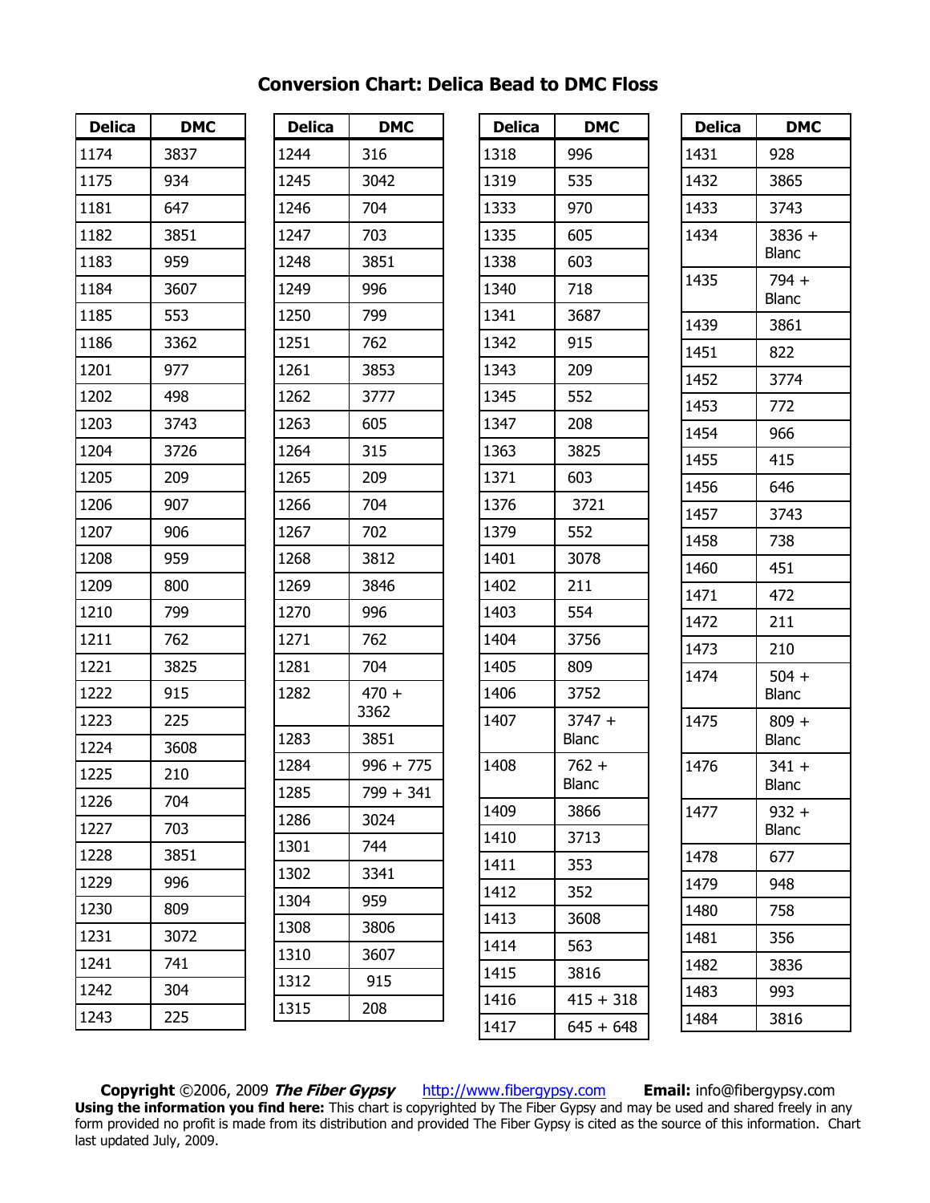## Conversion Chart: Delica Bead to DMC Floss

| Delica | DMC |
|---|---|
| 1174 | 3837 |
| 1175 | 934 |
| 1181 | 647 |
| 1182 | 3851 |
| 1183 | 959 |
| 1184 | 3607 |
| 1185 | 553 |
| 1186 | 3362 |
| 1201 | 977 |
| 1202 | 498 |
| 1203 | 3743 |
| 1204 | 3726 |
| 1205 | 209 |
| 1206 | 907 |
| 1207 | 906 |
| 1208 | 959 |
| 1209 | 800 |
| 1210 | 799 |
| 1211 | 762 |
| 1221 | 3825 |
| 1222 | 915 |
| 1223 | 225 |
| 1224 | 3608 |
| 1225 | 210 |
| 1226 | 704 |
| 1227 | 703 |
| 1228 | 3851 |
| 1229 | 996 |
| 1230 | 809 |
| 1231 | 3072 |
| 1241 | 741 |
| 1242 | 304 |
| 1243 | 225 |

| Delica | DMC |
|---|---|
| 1244 | 316 |
| 1245 | 3042 |
| 1246 | 704 |
| 1247 | 703 |
| 1248 | 3851 |
| 1249 | 996 |
| 1250 | 799 |
| 1251 | 762 |
| 1261 | 3853 |
| 1262 | 3777 |
| 1263 | 605 |
| 1264 | 315 |
| 1265 | 209 |
| 1266 | 704 |
| 1267 | 702 |
| 1268 | 3812 |
| 1269 | 3846 |
| 1270 | 996 |
| 1271 | 762 |
| 1281 | 704 |
| 1282 | 470 + 3362 |
| 1283 | 3851 |
| 1284 | 996 + 775 |
| 1285 | 799 + 341 |
| 1286 | 3024 |
| 1301 | 744 |
| 1302 | 3341 |
| 1304 | 959 |
| 1308 | 3806 |
| 1310 | 3607 |
| 1312 | 915 |
| 1315 | 208 |

| Delica | DMC |
|---|---|
| 1318 | 996 |
| 1319 | 535 |
| 1333 | 970 |
| 1335 | 605 |
| 1338 | 603 |
| 1340 | 718 |
| 1341 | 3687 |
| 1342 | 915 |
| 1343 | 209 |
| 1345 | 552 |
| 1347 | 208 |
| 1363 | 3825 |
| 1371 | 603 |
| 1376 | 3721 |
| 1379 | 552 |
| 1401 | 3078 |
| 1402 | 211 |
| 1403 | 554 |
| 1404 | 3756 |
| 1405 | 809 |
| 1406 | 3752 |
| 1407 | 3747 + Blanc |
| 1408 | 762 + Blanc |
| 1409 | 3866 |
| 1410 | 3713 |
| 1411 | 353 |
| 1412 | 352 |
| 1413 | 3608 |
| 1414 | 563 |
| 1415 | 3816 |
| 1416 | 415 + 318 |
| 1417 | 645 + 648 |

| Delica | DMC |
|---|---|
| 1431 | 928 |
| 1432 | 3865 |
| 1433 | 3743 |
| 1434 | 3836 + Blanc |
| 1435 | 794 + Blanc |
| 1439 | 3861 |
| 1451 | 822 |
| 1452 | 3774 |
| 1453 | 772 |
| 1454 | 966 |
| 1455 | 415 |
| 1456 | 646 |
| 1457 | 3743 |
| 1458 | 738 |
| 1460 | 451 |
| 1471 | 472 |
| 1472 | 211 |
| 1473 | 210 |
| 1474 | 504 + Blanc |
| 1475 | 809 + Blanc |
| 1476 | 341 + Blanc |
| 1477 | 932 + Blanc |
| 1478 | 677 |
| 1479 | 948 |
| 1480 | 758 |
| 1481 | 356 |
| 1482 | 3836 |
| 1483 | 993 |
| 1484 | 3816 |

**Copyright** ©2006, 2009 ***The Fiber Gypsy*** http://www.fibergypsy.com **Email:** info@fibergypsy.com
**Using the information you find here:** This chart is copyrighted by The Fiber Gypsy and may be used and shared freely in any form provided no profit is made from its distribution and provided The Fiber Gypsy is cited as the source of this information. Chart last updated July, 2009.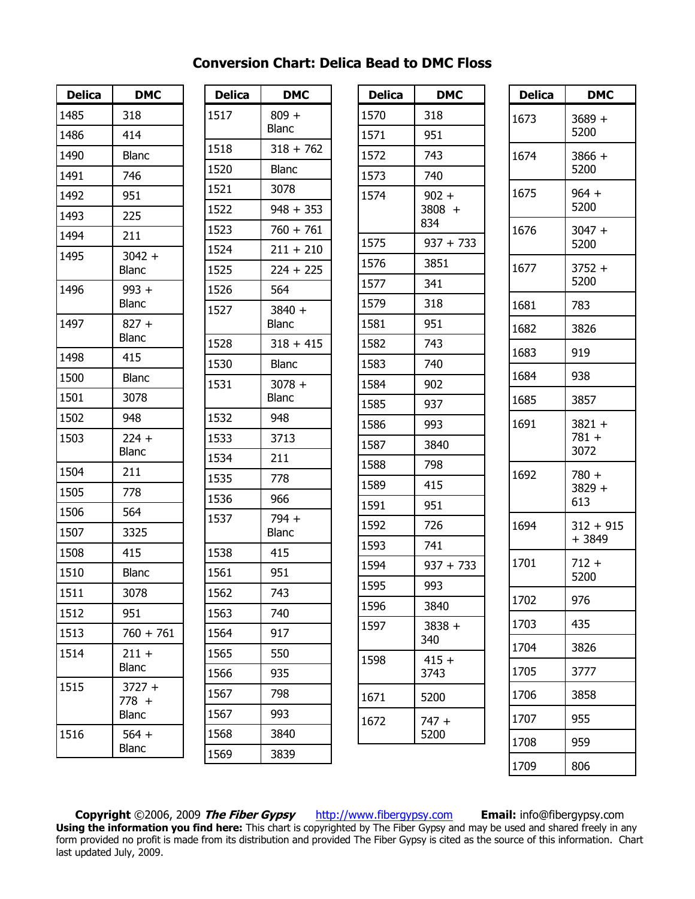# Conversion Chart: Delica Bead to DMC Floss

| Delica | DMC |
|---|---|
| 1485 | 318 |
| 1486 | 414 |
| 1490 | Blanc |
| 1491 | 746 |
| 1492 | 951 |
| 1493 | 225 |
| 1494 | 211 |
| 1495 | 3042 + Blanc |
| 1496 | 993 + Blanc |
| 1497 | 827 + Blanc |
| 1498 | 415 |
| 1500 | Blanc |
| 1501 | 3078 |
| 1502 | 948 |
| 1503 | 224 + Blanc |
| 1504 | 211 |
| 1505 | 778 |
| 1506 | 564 |
| 1507 | 3325 |
| 1508 | 415 |
| 1510 | Blanc |
| 1511 | 3078 |
| 1512 | 951 |
| 1513 | 760 + 761 |
| 1514 | 211 + Blanc |
| 1515 | 3727 + 778 + Blanc |
| 1516 | 564 + Blanc |

| Delica | DMC |
|---|---|
| 1517 | 809 + Blanc |
| 1518 | 318 + 762 |
| 1520 | Blanc |
| 1521 | 3078 |
| 1522 | 948 + 353 |
| 1523 | 760 + 761 |
| 1524 | 211 + 210 |
| 1525 | 224 + 225 |
| 1526 | 564 |
| 1527 | 3840 + Blanc |
| 1528 | 318 + 415 |
| 1530 | Blanc |
| 1531 | 3078 + Blanc |
| 1532 | 948 |
| 1533 | 3713 |
| 1534 | 211 |
| 1535 | 778 |
| 1536 | 966 |
| 1537 | 794 + Blanc |
| 1538 | 415 |
| 1561 | 951 |
| 1562 | 743 |
| 1563 | 740 |
| 1564 | 917 |
| 1565 | 550 |
| 1566 | 935 |
| 1567 | 798 |
| 1567 | 993 |
| 1568 | 3840 |
| 1569 | 3839 |

| Delica | DMC |
|---|---|
| 1570 | 318 |
| 1571 | 951 |
| 1572 | 743 |
| 1573 | 740 |
| 1574 | 902 + 3808 + 834 |
| 1575 | 937 + 733 |
| 1576 | 3851 |
| 1577 | 341 |
| 1579 | 318 |
| 1581 | 951 |
| 1582 | 743 |
| 1583 | 740 |
| 1584 | 902 |
| 1585 | 937 |
| 1586 | 993 |
| 1587 | 3840 |
| 1588 | 798 |
| 1589 | 415 |
| 1591 | 951 |
| 1592 | 726 |
| 1593 | 741 |
| 1594 | 937 + 733 |
| 1595 | 993 |
| 1596 | 3840 |
| 1597 | 3838 + 340 |
| 1598 | 415 + 3743 |
| 1671 | 5200 |
| 1672 | 747 + 5200 |

| Delica | DMC |
|---|---|
| 1673 | 3689 + 5200 |
| 1674 | 3866 + 5200 |
| 1675 | 964 + 5200 |
| 1676 | 3047 + 5200 |
| 1677 | 3752 + 5200 |
| 1681 | 783 |
| 1682 | 3826 |
| 1683 | 919 |
| 1684 | 938 |
| 1685 | 3857 |
| 1691 | 3821 + 781 + 3072 |
| 1692 | 780 + 3829 + 613 |
| 1694 | 312 + 915 + 3849 |
| 1701 | 712 + 5200 |
| 1702 | 976 |
| 1703 | 435 |
| 1704 | 3826 |
| 1705 | 3777 |
| 1706 | 3858 |
| 1707 | 955 |
| 1708 | 959 |
| 1709 | 806 |

**Copyright** ©2006, 2009 ***The Fiber Gypsy*** http://www.fibergypsy.com **Email:** info@fibergypsy.com

**Using the information you find here:** This chart is copyrighted by The Fiber Gypsy and may be used and shared freely in any form provided no profit is made from its distribution and provided The Fiber Gypsy is cited as the source of this information. Chart last updated July, 2009.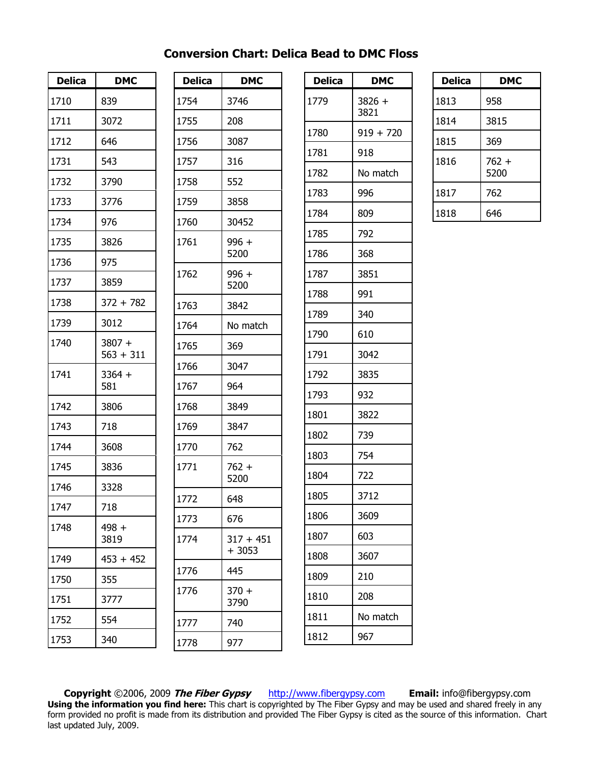# Conversion Chart: Delica Bead to DMC Floss

| Delica | DMC |
|---|---|
| 1710 | 839 |
| 1711 | 3072 |
| 1712 | 646 |
| 1731 | 543 |
| 1732 | 3790 |
| 1733 | 3776 |
| 1734 | 976 |
| 1735 | 3826 |
| 1736 | 975 |
| 1737 | 3859 |
| 1738 | 372 + 782 |
| 1739 | 3012 |
| 1740 | 3807 + 563 + 311 |
| 1741 | 3364 + 581 |
| 1742 | 3806 |
| 1743 | 718 |
| 1744 | 3608 |
| 1745 | 3836 |
| 1746 | 3328 |
| 1747 | 718 |
| 1748 | 498 + 3819 |
| 1749 | 453 + 452 |
| 1750 | 355 |
| 1751 | 3777 |
| 1752 | 554 |
| 1753 | 340 |

| Delica | DMC |
|---|---|
| 1754 | 3746 |
| 1755 | 208 |
| 1756 | 3087 |
| 1757 | 316 |
| 1758 | 552 |
| 1759 | 3858 |
| 1760 | 30452 |
| 1761 | 996 + 5200 |
| 1762 | 996 + 5200 |
| 1763 | 3842 |
| 1764 | No match |
| 1765 | 369 |
| 1766 | 3047 |
| 1767 | 964 |
| 1768 | 3849 |
| 1769 | 3847 |
| 1770 | 762 |
| 1771 | 762 + 5200 |
| 1772 | 648 |
| 1773 | 676 |
| 1774 | 317 + 451 + 3053 |
| 1776 | 445 |
| 1776 | 370 + 3790 |
| 1777 | 740 |
| 1778 | 977 |

| Delica | DMC |
|---|---|
| 1779 | 3826 + 3821 |
| 1780 | 919 + 720 |
| 1781 | 918 |
| 1782 | No match |
| 1783 | 996 |
| 1784 | 809 |
| 1785 | 792 |
| 1786 | 368 |
| 1787 | 3851 |
| 1788 | 991 |
| 1789 | 340 |
| 1790 | 610 |
| 1791 | 3042 |
| 1792 | 3835 |
| 1793 | 932 |
| 1801 | 3822 |
| 1802 | 739 |
| 1803 | 754 |
| 1804 | 722 |
| 1805 | 3712 |
| 1806 | 3609 |
| 1807 | 603 |
| 1808 | 3607 |
| 1809 | 210 |
| 1810 | 208 |
| 1811 | No match |
| 1812 | 967 |

| Delica | DMC |
|---|---|
| 1813 | 958 |
| 1814 | 3815 |
| 1815 | 369 |
| 1816 | 762 + 5200 |
| 1817 | 762 |
| 1818 | 646 |

**Copyright** ©2006, 2009 ***The Fiber Gypsy*** http://www.fibergypsy.com **Email:** info@fibergypsy.com

**Using the information you find here:** This chart is copyrighted by The Fiber Gypsy and may be used and shared freely in any form provided no profit is made from its distribution and provided The Fiber Gypsy is cited as the source of this information. Chart last updated July, 2009.